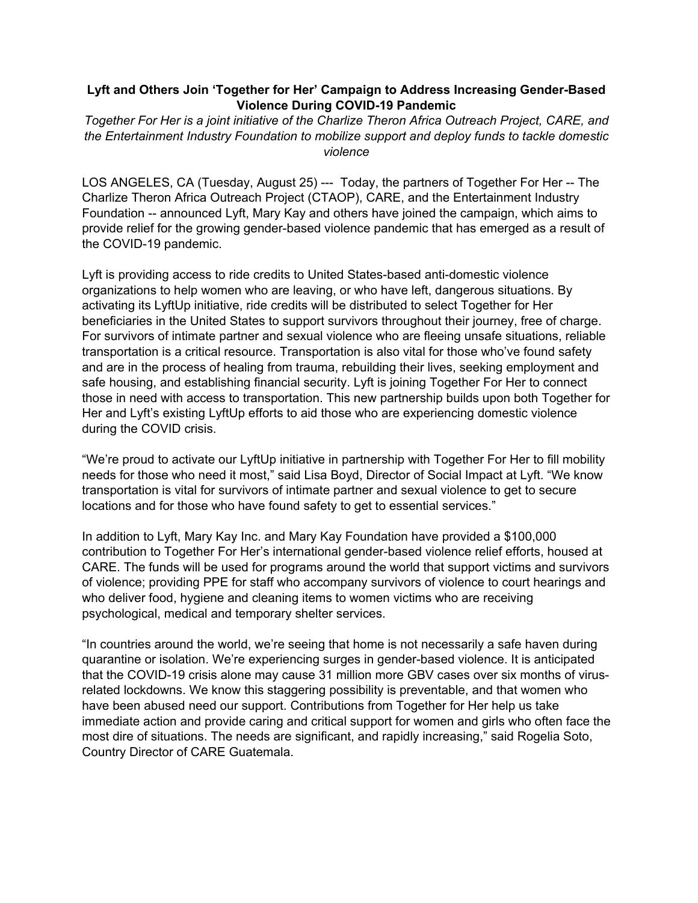# Lyft and Others Join 'Together for Her' Campaign to Address Increasing Gender-Based Violence During COVID-19 Pandemic

*Together For Her is a joint initiative of the Charlize Theron Africa Outreach Project, CARE, and the Entertainment Industry Foundation to mobilize support and deploy funds to tackle domestic violence*

LOS ANGELES, CA (Tuesday, August 25) --- Today, the partners of Together For Her -- The Charlize Theron Africa Outreach Project (CTAOP), CARE, and the Entertainment Industry Foundation -- announced Lyft, Mary Kay and others have joined the campaign, which aims to provide relief for the growing gender-based violence pandemic that has emerged as a result of the COVID-19 pandemic.

Lyft is providing access to ride credits to United States-based anti-domestic violence organizations to help women who are leaving, or who have left, dangerous situations. By activating its LyftUp initiative, ride credits will be distributed to select Together for Her beneficiaries in the United States to support survivors throughout their journey, free of charge. For survivors of intimate partner and sexual violence who are fleeing unsafe situations, reliable transportation is a critical resource. Transportation is also vital for those who've found safety and are in the process of healing from trauma, rebuilding their lives, seeking employment and safe housing, and establishing financial security. Lyft is joining Together For Her to connect those in need with access to transportation. This new partnership builds upon both Together for Her and Lyft's existing LyftUp efforts to aid those who are experiencing domestic violence during the COVID crisis.

"We're proud to activate our LyftUp initiative in partnership with Together For Her to fill mobility needs for those who need it most," said Lisa Boyd, Director of Social Impact at Lyft. "We know transportation is vital for survivors of intimate partner and sexual violence to get to secure locations and for those who have found safety to get to essential services."

In addition to Lyft, Mary Kay Inc. and Mary Kay Foundation have provided a $100,000 contribution to Together For Her's international gender-based violence relief efforts, housed at CARE. The funds will be used for programs around the world that support victims and survivors of violence; providing PPE for staff who accompany survivors of violence to court hearings and who deliver food, hygiene and cleaning items to women victims who are receiving psychological, medical and temporary shelter services.

"In countries around the world, we're seeing that home is not necessarily a safe haven during quarantine or isolation. We're experiencing surges in gender-based violence. It is anticipated that the COVID-19 crisis alone may cause 31 million more GBV cases over six months of virus-related lockdowns. We know this staggering possibility is preventable, and that women who have been abused need our support. Contributions from Together for Her help us take immediate action and provide caring and critical support for women and girls who often face the most dire of situations. The needs are significant, and rapidly increasing," said Rogelia Soto, Country Director of CARE Guatemala.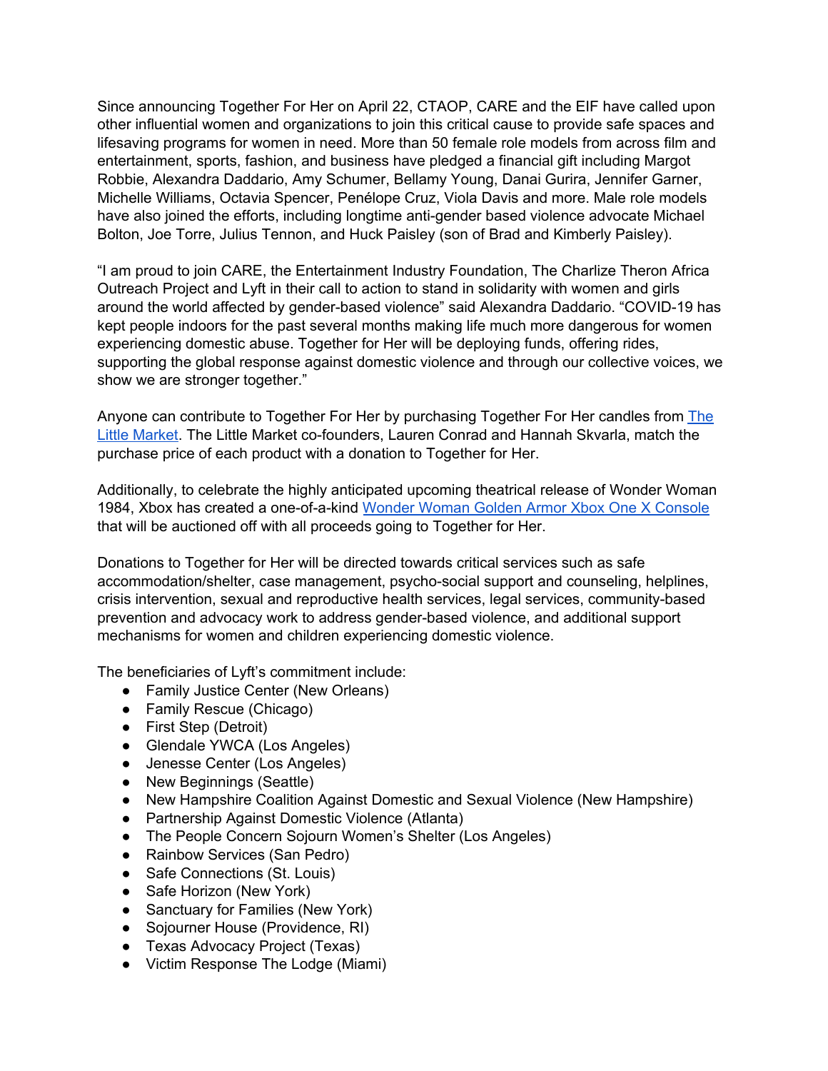Since announcing Together For Her on April 22, CTAOP, CARE and the EIF have called upon other influential women and organizations to join this critical cause to provide safe spaces and lifesaving programs for women in need. More than 50 female role models from across film and entertainment, sports, fashion, and business have pledged a financial gift including Margot Robbie, Alexandra Daddario, Amy Schumer, Bellamy Young, Danai Gurira, Jennifer Garner, Michelle Williams, Octavia Spencer, Penélope Cruz, Viola Davis and more. Male role models have also joined the efforts, including longtime anti-gender based violence advocate Michael Bolton, Joe Torre, Julius Tennon, and Huck Paisley (son of Brad and Kimberly Paisley).

"I am proud to join CARE, the Entertainment Industry Foundation, The Charlize Theron Africa Outreach Project and Lyft in their call to action to stand in solidarity with women and girls around the world affected by gender-based violence" said Alexandra Daddario. "COVID-19 has kept people indoors for the past several months making life much more dangerous for women experiencing domestic abuse. Together for Her will be deploying funds, offering rides, supporting the global response against domestic violence and through our collective voices, we show we are stronger together."

Anyone can contribute to Together For Her by purchasing Together For Her candles from The Little Market. The Little Market co-founders, Lauren Conrad and Hannah Skvarla, match the purchase price of each product with a donation to Together for Her.

Additionally, to celebrate the highly anticipated upcoming theatrical release of Wonder Woman 1984, Xbox has created a one-of-a-kind Wonder Woman Golden Armor Xbox One X Console that will be auctioned off with all proceeds going to Together for Her.

Donations to Together for Her will be directed towards critical services such as safe accommodation/shelter, case management, psycho-social support and counseling, helplines, crisis intervention, sexual and reproductive health services, legal services, community-based prevention and advocacy work to address gender-based violence, and additional support mechanisms for women and children experiencing domestic violence.

The beneficiaries of Lyft's commitment include:

- Family Justice Center (New Orleans)
- Family Rescue (Chicago)
- First Step (Detroit)
- Glendale YWCA (Los Angeles)
- Jenesse Center (Los Angeles)
- New Beginnings (Seattle)
- New Hampshire Coalition Against Domestic and Sexual Violence (New Hampshire)
- Partnership Against Domestic Violence (Atlanta)
- The People Concern Sojourn Women's Shelter (Los Angeles)
- Rainbow Services (San Pedro)
- Safe Connections (St. Louis)
- Safe Horizon (New York)
- Sanctuary for Families (New York)
- Sojourner House (Providence, RI)
- Texas Advocacy Project (Texas)
- Victim Response The Lodge (Miami)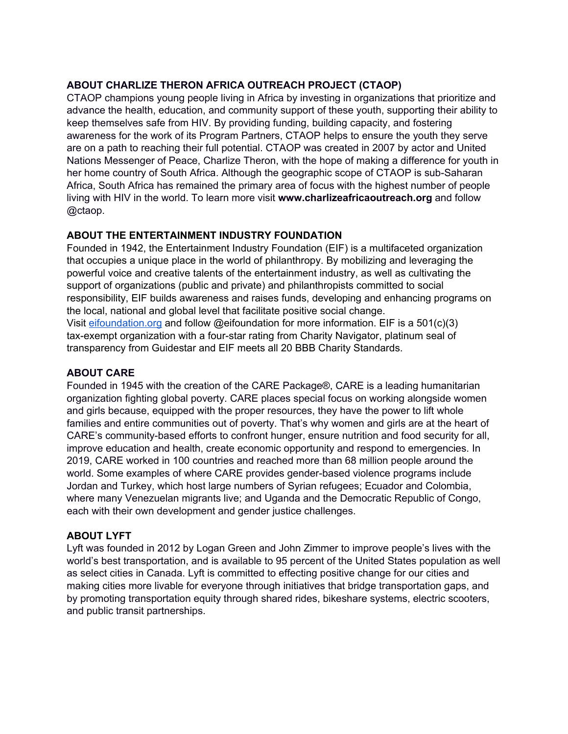**ABOUT CHARLIZE THERON AFRICA OUTREACH PROJECT (CTAOP)**

CTAOP champions young people living in Africa by investing in organizations that prioritize and advance the health, education, and community support of these youth, supporting their ability to keep themselves safe from HIV. By providing funding, building capacity, and fostering awareness for the work of its Program Partners, CTAOP helps to ensure the youth they serve are on a path to reaching their full potential. CTAOP was created in 2007 by actor and United Nations Messenger of Peace, Charlize Theron, with the hope of making a difference for youth in her home country of South Africa. Although the geographic scope of CTAOP is sub-Saharan Africa, South Africa has remained the primary area of focus with the highest number of people living with HIV in the world. To learn more visit **www.charlizeafricaoutreach.org** and follow @ctaop.

**ABOUT THE ENTERTAINMENT INDUSTRY FOUNDATION**

Founded in 1942, the Entertainment Industry Foundation (EIF) is a multifaceted organization that occupies a unique place in the world of philanthropy. By mobilizing and leveraging the powerful voice and creative talents of the entertainment industry, as well as cultivating the support of organizations (public and private) and philanthropists committed to social responsibility, EIF builds awareness and raises funds, developing and enhancing programs on the local, national and global level that facilitate positive social change.
Visit [eifoundation.org](eifoundation.org) and follow @eifoundation for more information. EIF is a 501(c)(3) tax-exempt organization with a four-star rating from Charity Navigator, platinum seal of transparency from Guidestar and EIF meets all 20 BBB Charity Standards.

**ABOUT CARE**

Founded in 1945 with the creation of the CARE Package®, CARE is a leading humanitarian organization fighting global poverty. CARE places special focus on working alongside women and girls because, equipped with the proper resources, they have the power to lift whole families and entire communities out of poverty. That's why women and girls are at the heart of CARE's community-based efforts to confront hunger, ensure nutrition and food security for all, improve education and health, create economic opportunity and respond to emergencies. In 2019, CARE worked in 100 countries and reached more than 68 million people around the world. Some examples of where CARE provides gender-based violence programs include Jordan and Turkey, which host large numbers of Syrian refugees; Ecuador and Colombia, where many Venezuelan migrants live; and Uganda and the Democratic Republic of Congo, each with their own development and gender justice challenges.

**ABOUT LYFT**

Lyft was founded in 2012 by Logan Green and John Zimmer to improve people's lives with the world's best transportation, and is available to 95 percent of the United States population as well as select cities in Canada. Lyft is committed to effecting positive change for our cities and making cities more livable for everyone through initiatives that bridge transportation gaps, and by promoting transportation equity through shared rides, bikeshare systems, electric scooters, and public transit partnerships.